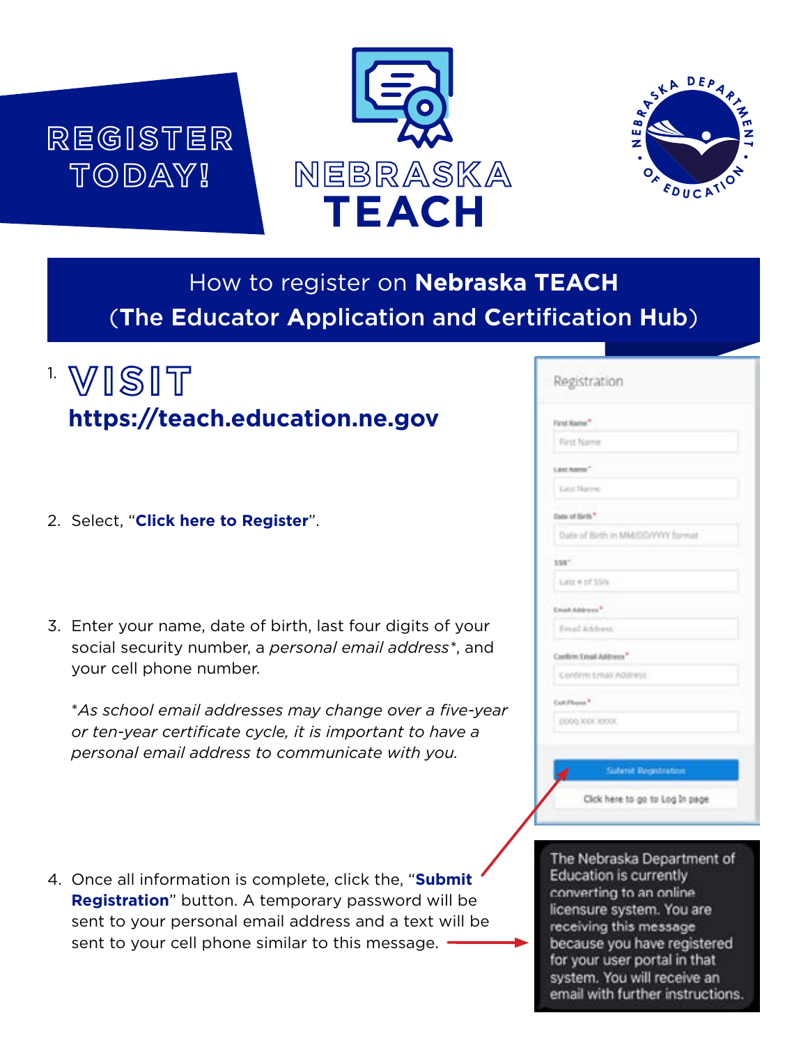# REGISTER TODAY!

NEBRASKA **TEACH**

NEBRASKA DEPARTMENT OF EDUCATION

## How to register on **Nebraska TEACH** (**The Educator Application and Certification Hub**)

1. **VISIT**
   **https://teach.education.ne.gov**

2. Select, "**Click here to Register**".

3. Enter your name, date of birth, last four digits of your social security number, a *personal email address*\*, and your cell phone number.

   \**As school email addresses may change over a five-year or ten-year certificate cycle, it is important to have a personal email address to communicate with you.*

4. Once all information is complete, click the, "**Submit Registration**" button. A temporary password will be sent to your personal email address and a text will be sent to your cell phone similar to this message.

Registration

First Name*
Last Name*
Date of Birth*
SSN*
Email Address*
Confirm Email Address*
Cell Phone*

Submit Registration

Click here to go to Log In page

The Nebraska Department of Education is currently converting to an online licensure system. You are receiving this message because you have registered for your user portal in that system. You will receive an email with further instructions.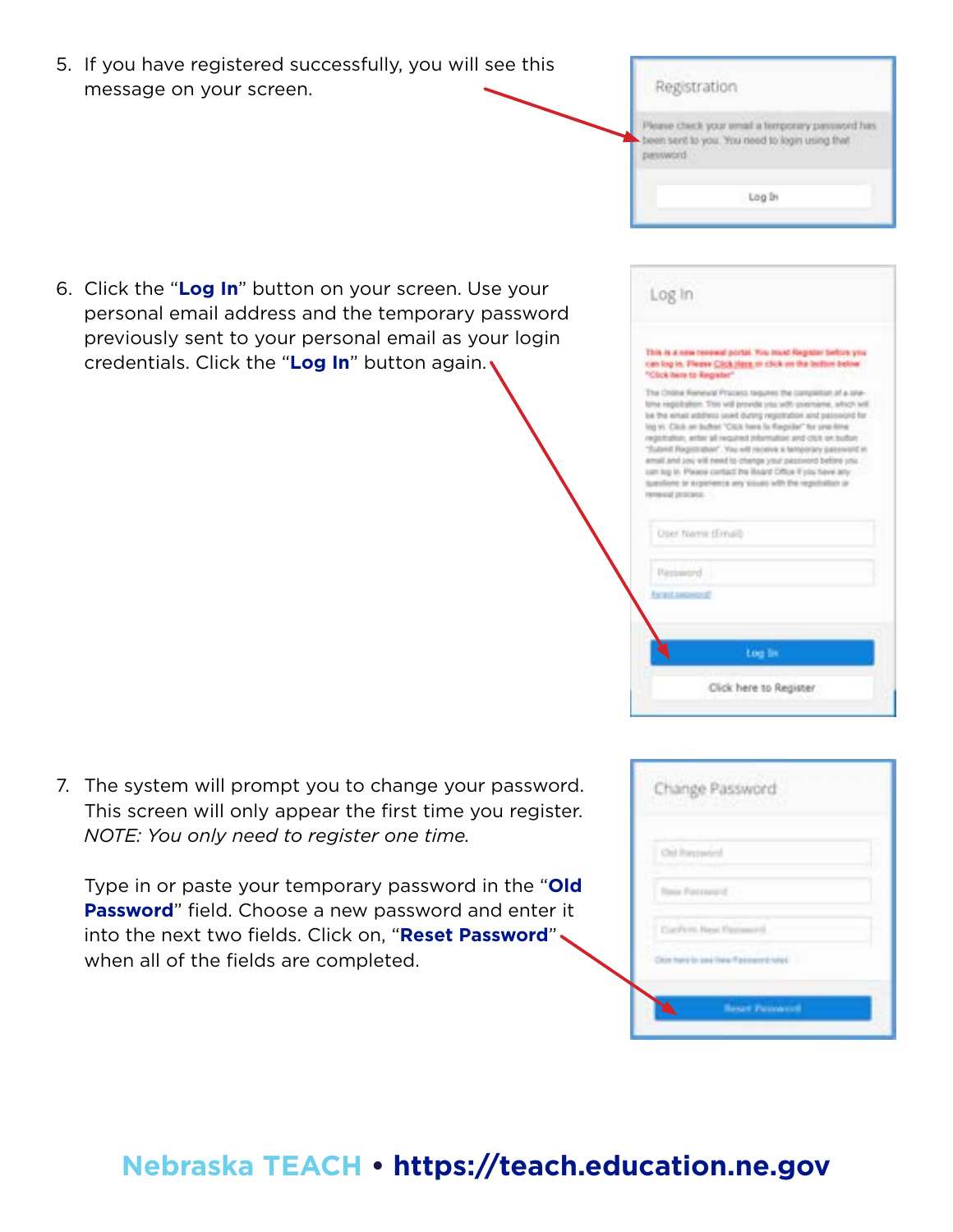5. If you have registered successfully, you will see this message on your screen.

6. Click the "**Log In**" button on your screen. Use your personal email address and the temporary password previously sent to your personal email as your login credentials. Click the "**Log In**" button again.

7. The system will prompt you to change your password. This screen will only appear the first time you register. *NOTE: You only need to register one time.*

   Type in or paste your temporary password in the "**Old Password**" field. Choose a new password and enter it into the next two fields. Click on, "**Reset Password**" when all of the fields are completed.

**Nebraska TEACH • https://teach.education.ne.gov**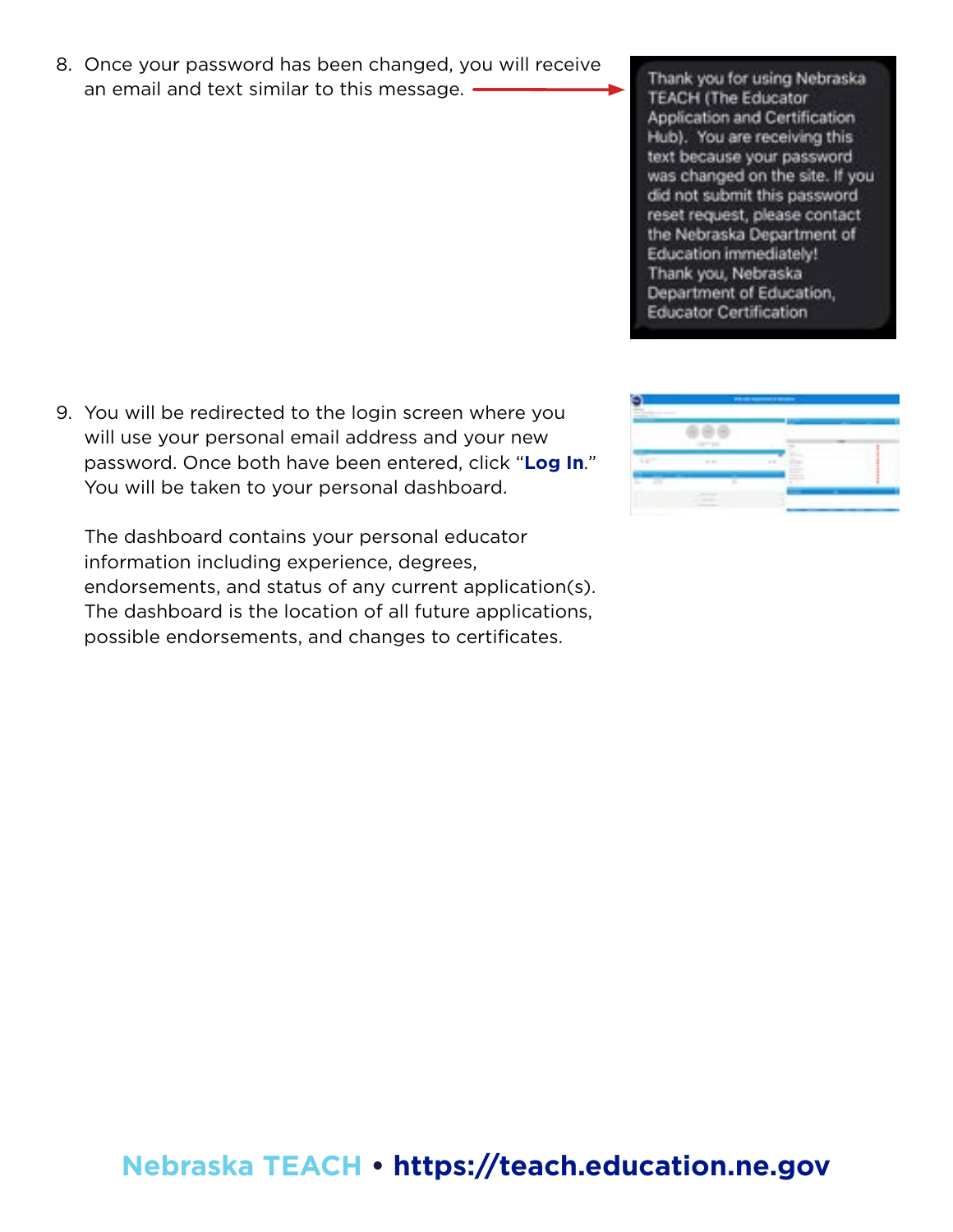8. Once your password has been changed, you will receive an email and text similar to this message.

9. You will be redirected to the login screen where you will use your personal email address and your new password. Once both have been entered, click "**Log In**." You will be taken to your personal dashboard.

   The dashboard contains your personal educator information including experience, degrees, endorsements, and status of any current application(s). The dashboard is the location of all future applications, possible endorsements, and changes to certificates.